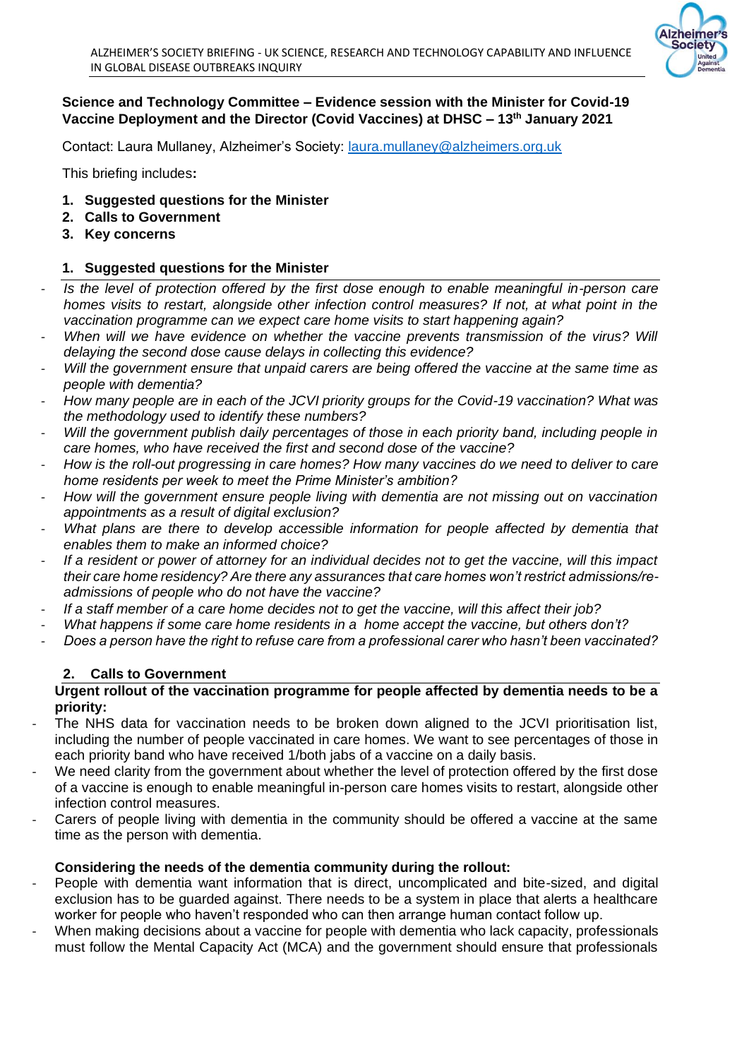**Science and Technology Committee – Evidence session with the Minister for Covid-19 Vaccine Deployment and the Director (Covid Vaccines) at DHSC – 13th January 2021**

Contact: Laura Mullaney, Alzheimer's Society: laura.mullaney@alzheimers.org.uk

This briefing includes**:**

1. **Suggested questions for the Minister**
2. **Calls to Government**
3. **Key concerns**

## 1. Suggested questions for the Minister

- *Is the level of protection offered by the first dose enough to enable meaningful in-person care homes visits to restart, alongside other infection control measures? If not, at what point in the vaccination programme can we expect care home visits to start happening again?*
- *When will we have evidence on whether the vaccine prevents transmission of the virus? Will delaying the second dose cause delays in collecting this evidence?*
- *Will the government ensure that unpaid carers are being offered the vaccine at the same time as people with dementia?*
- *How many people are in each of the JCVI priority groups for the Covid-19 vaccination? What was the methodology used to identify these numbers?*
- *Will the government publish daily percentages of those in each priority band, including people in care homes, who have received the first and second dose of the vaccine?*
- *How is the roll-out progressing in care homes? How many vaccines do we need to deliver to care home residents per week to meet the Prime Minister's ambition?*
- *How will the government ensure people living with dementia are not missing out on vaccination appointments as a result of digital exclusion?*
- *What plans are there to develop accessible information for people affected by dementia that enables them to make an informed choice?*
- *If a resident or power of attorney for an individual decides not to get the vaccine, will this impact their care home residency? Are there any assurances that care homes won't restrict admissions/re-admissions of people who do not have the vaccine?*
- *If a staff member of a care home decides not to get the vaccine, will this affect their job?*
- *What happens if some care home residents in a home accept the vaccine, but others don't?*
- *Does a person have the right to refuse care from a professional carer who hasn't been vaccinated?*

## 2. Calls to Government

**Urgent rollout of the vaccination programme for people affected by dementia needs to be a priority:**

- The NHS data for vaccination needs to be broken down aligned to the JCVI prioritisation list, including the number of people vaccinated in care homes. We want to see percentages of those in each priority band who have received 1/both jabs of a vaccine on a daily basis.
- We need clarity from the government about whether the level of protection offered by the first dose of a vaccine is enough to enable meaningful in-person care homes visits to restart, alongside other infection control measures.
- Carers of people living with dementia in the community should be offered a vaccine at the same time as the person with dementia.

**Considering the needs of the dementia community during the rollout:**

- People with dementia want information that is direct, uncomplicated and bite-sized, and digital exclusion has to be guarded against. There needs to be a system in place that alerts a healthcare worker for people who haven't responded who can then arrange human contact follow up.
- When making decisions about a vaccine for people with dementia who lack capacity, professionals must follow the Mental Capacity Act (MCA) and the government should ensure that professionals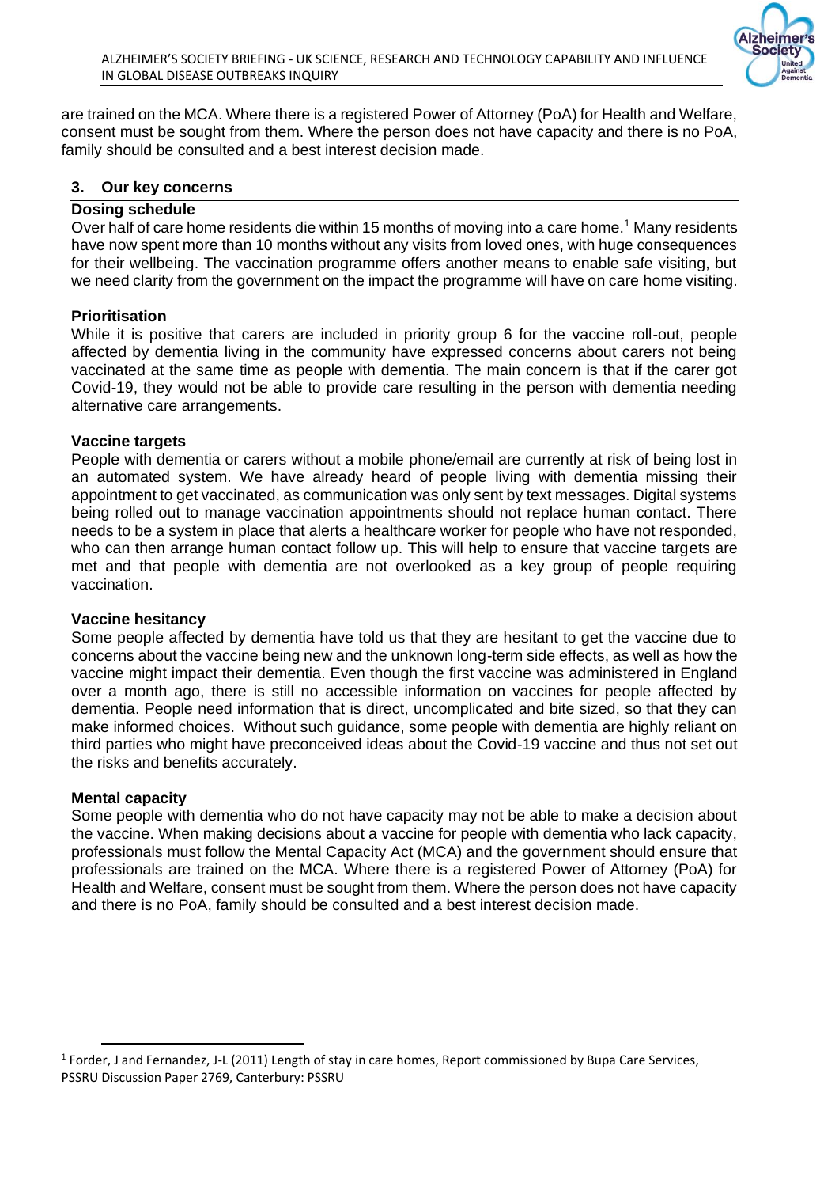are trained on the MCA. Where there is a registered Power of Attorney (PoA) for Health and Welfare, consent must be sought from them. Where the person does not have capacity and there is no PoA, family should be consulted and a best interest decision made.

## 3. Our key concerns

**Dosing schedule**

Over half of care home residents die within 15 months of moving into a care home.[1] Many residents have now spent more than 10 months without any visits from loved ones, with huge consequences for their wellbeing. The vaccination programme offers another means to enable safe visiting, but we need clarity from the government on the impact the programme will have on care home visiting.

**Prioritisation**

While it is positive that carers are included in priority group 6 for the vaccine roll-out, people affected by dementia living in the community have expressed concerns about carers not being vaccinated at the same time as people with dementia. The main concern is that if the carer got Covid-19, they would not be able to provide care resulting in the person with dementia needing alternative care arrangements.

**Vaccine targets**

People with dementia or carers without a mobile phone/email are currently at risk of being lost in an automated system. We have already heard of people living with dementia missing their appointment to get vaccinated, as communication was only sent by text messages. Digital systems being rolled out to manage vaccination appointments should not replace human contact. There needs to be a system in place that alerts a healthcare worker for people who have not responded, who can then arrange human contact follow up. This will help to ensure that vaccine targets are met and that people with dementia are not overlooked as a key group of people requiring vaccination.

**Vaccine hesitancy**

Some people affected by dementia have told us that they are hesitant to get the vaccine due to concerns about the vaccine being new and the unknown long-term side effects, as well as how the vaccine might impact their dementia. Even though the first vaccine was administered in England over a month ago, there is still no accessible information on vaccines for people affected by dementia. People need information that is direct, uncomplicated and bite sized, so that they can make informed choices. Without such guidance, some people with dementia are highly reliant on third parties who might have preconceived ideas about the Covid-19 vaccine and thus not set out the risks and benefits accurately.

**Mental capacity**

Some people with dementia who do not have capacity may not be able to make a decision about the vaccine. When making decisions about a vaccine for people with dementia who lack capacity, professionals must follow the Mental Capacity Act (MCA) and the government should ensure that professionals are trained on the MCA. Where there is a registered Power of Attorney (PoA) for Health and Welfare, consent must be sought from them. Where the person does not have capacity and there is no PoA, family should be consulted and a best interest decision made.

[1] Forder, J and Fernandez, J-L (2011) Length of stay in care homes, Report commissioned by Bupa Care Services, PSSRU Discussion Paper 2769, Canterbury: PSSRU